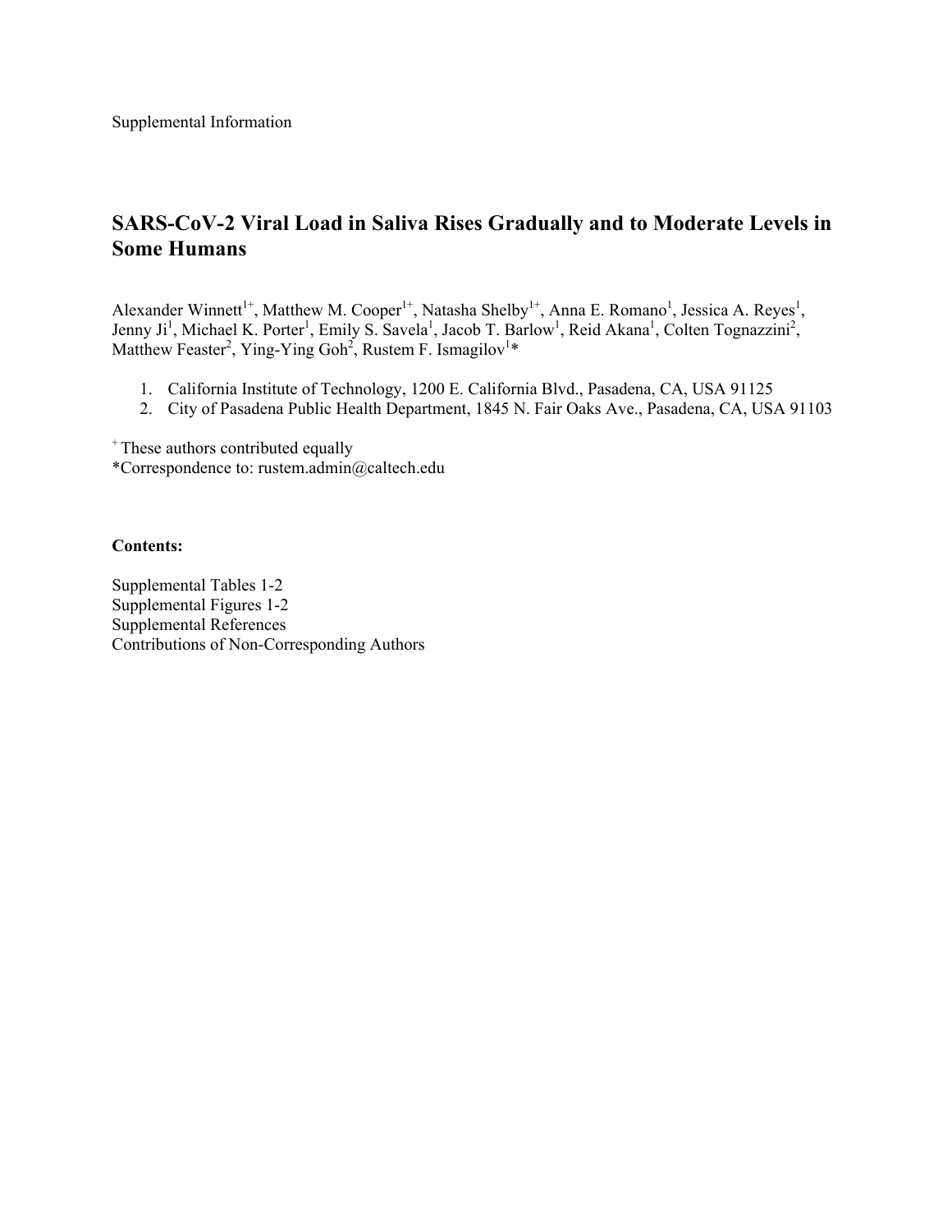Supplemental Information

# SARS-CoV-2 Viral Load in Saliva Rises Gradually and to Moderate Levels in Some Humans

Alexander Winnett[1+], Matthew M. Cooper[1+], Natasha Shelby[1+], Anna E. Romano[1], Jessica A. Reyes[1], Jenny Ji[1], Michael K. Porter[1], Emily S. Savela[1], Jacob T. Barlow[1], Reid Akana[1], Colten Tognazzini[2], Matthew Feaster[2], Ying-Ying Goh[2], Rustem F. Ismagilov[1]*

1. California Institute of Technology, 1200 E. California Blvd., Pasadena, CA, USA 91125
2. City of Pasadena Public Health Department, 1845 N. Fair Oaks Ave., Pasadena, CA, USA 91103

[+] These authors contributed equally
*Correspondence to: rustem.admin@caltech.edu

**Contents:**

Supplemental Tables 1-2
Supplemental Figures 1-2
Supplemental References
Contributions of Non-Corresponding Authors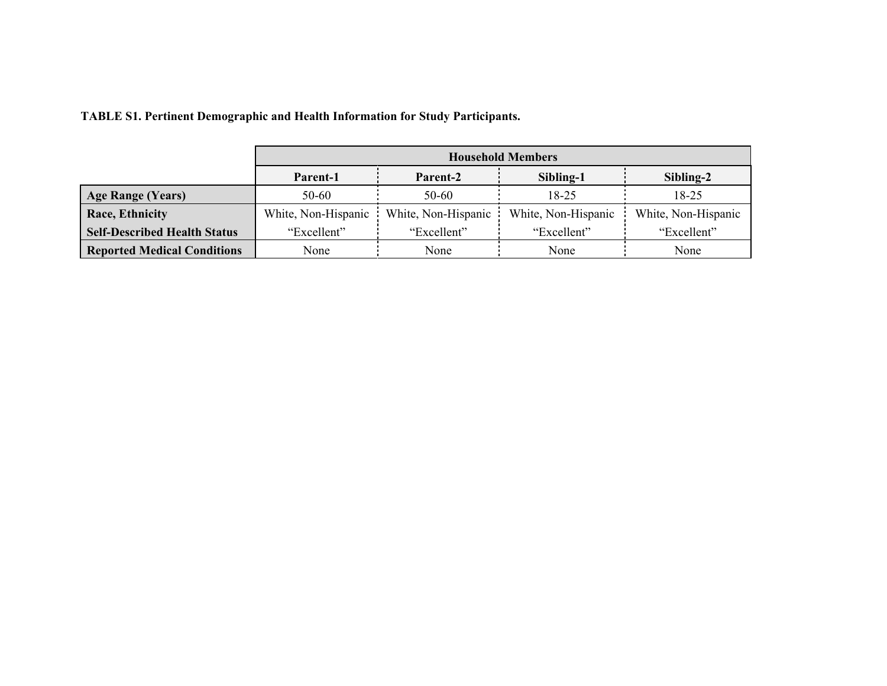**TABLE S1. Pertinent Demographic and Health Information for Study Participants.**

| | Household Members | | | |
|---|---|---|---|---|
| | **Parent-1** | **Parent-2** | **Sibling-1** | **Sibling-2** |
| **Age Range (Years)** | 50-60 | 50-60 | 18-25 | 18-25 |
| **Race, Ethnicity** | White, Non-Hispanic | White, Non-Hispanic | White, Non-Hispanic | White, Non-Hispanic |
| **Self-Described Health Status** | "Excellent" | "Excellent" | "Excellent" | "Excellent" |
| **Reported Medical Conditions** | None | None | None | None |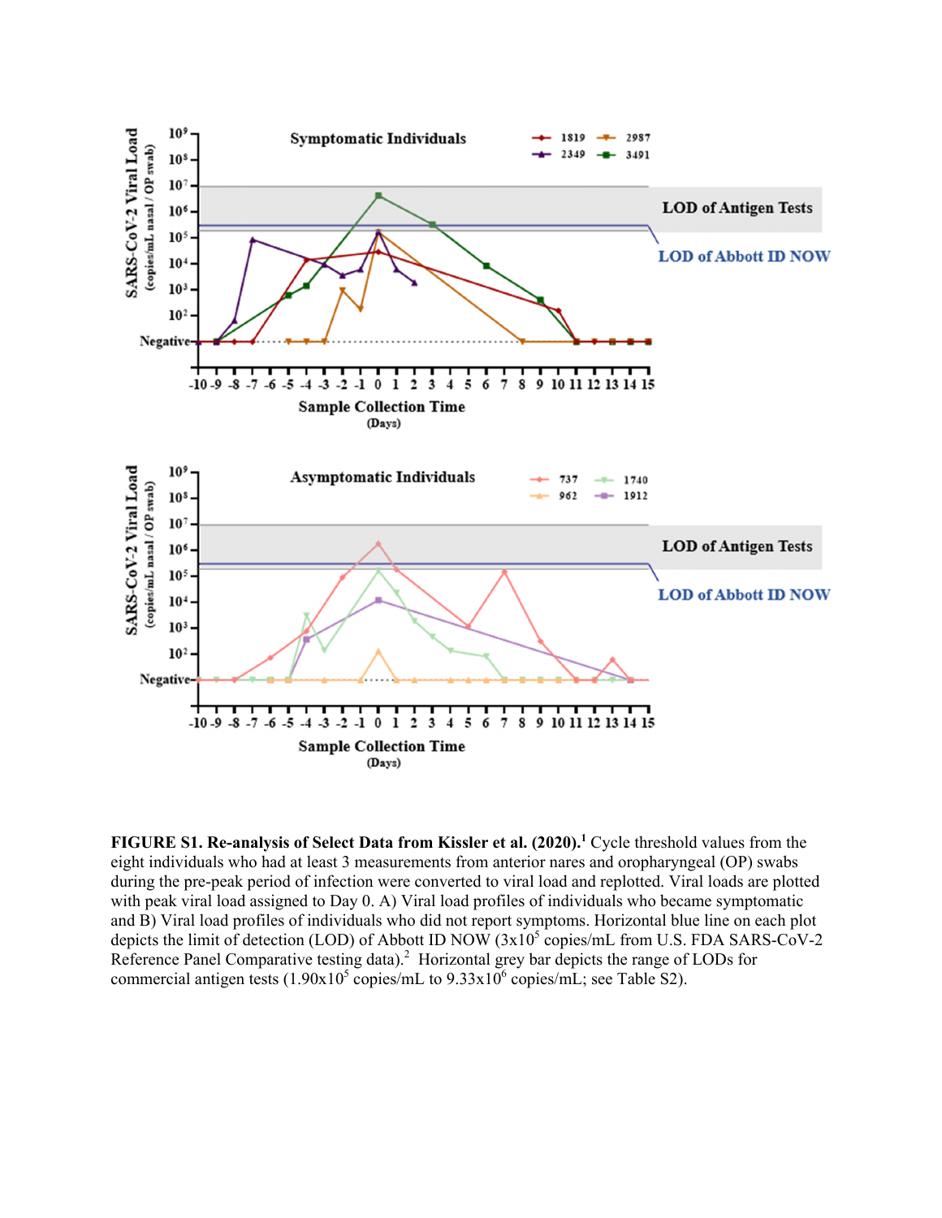**FIGURE S1. Re-analysis of Select Data from Kissler et al. (2020).**[1] Cycle threshold values from the eight individuals who had at least 3 measurements from anterior nares and oropharyngeal (OP) swabs during the pre-peak period of infection were converted to viral load and replotted. Viral loads are plotted with peak viral load assigned to Day 0. A) Viral load profiles of individuals who became symptomatic and B) Viral load profiles of individuals who did not report symptoms. Horizontal blue line on each plot depicts the limit of detection (LOD) of Abbott ID NOW ($3\text{x}10^5$ copies/mL from U.S. FDA SARS-CoV-2 Reference Panel Comparative testing data).[2] Horizontal grey bar depicts the range of LODs for commercial antigen tests ($1.90\text{x}10^5$ copies/mL to $9.33\text{x}10^6$ copies/mL; see Table S2).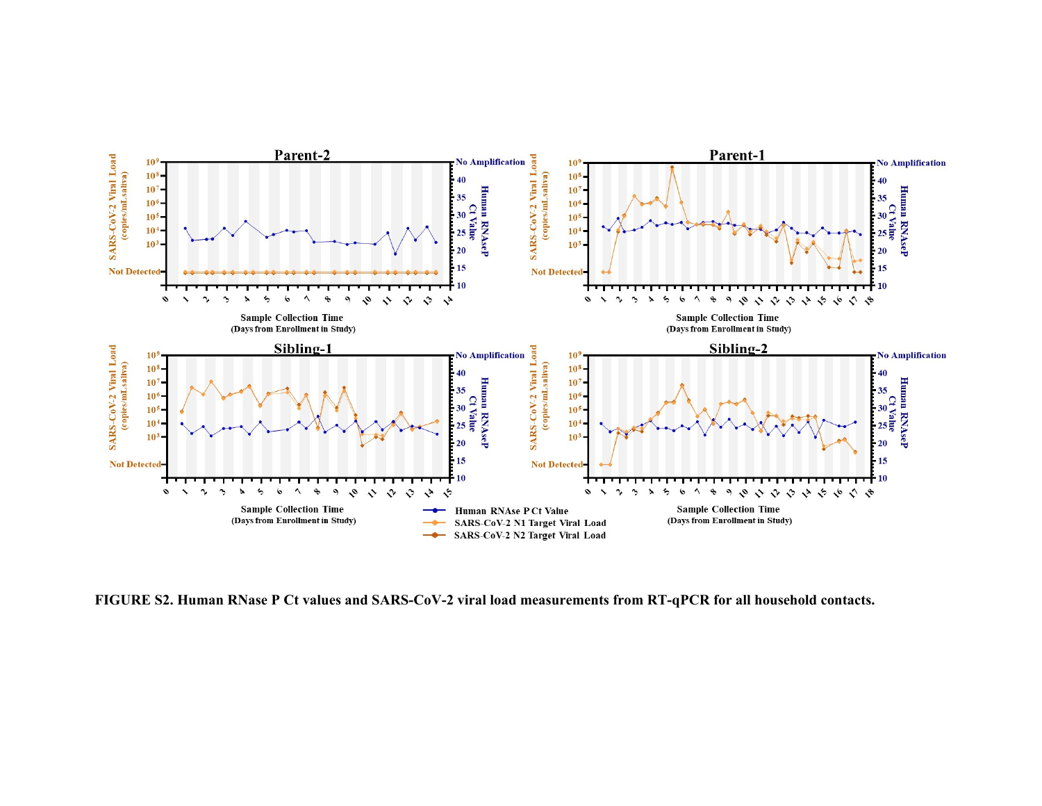**FIGURE S2. Human RNase P Ct values and SARS-CoV-2 viral load measurements from RT-qPCR for all household contacts.**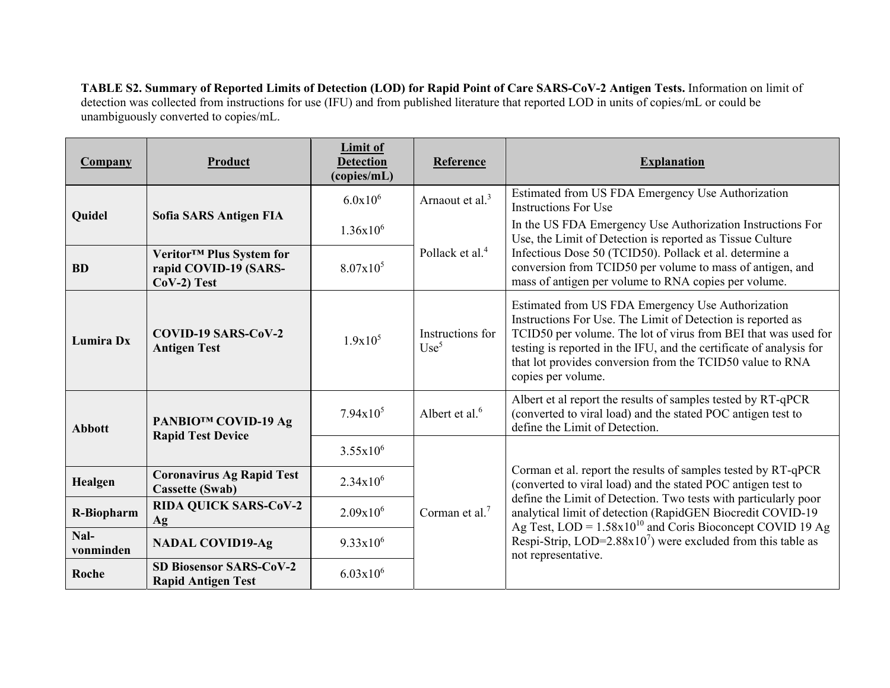**TABLE S2. Summary of Reported Limits of Detection (LOD) for Rapid Point of Care SARS-CoV-2 Antigen Tests.** Information on limit of detection was collected from instructions for use (IFU) and from published literature that reported LOD in units of copies/mL or could be unambiguously converted to copies/mL.

| Company | Product | Limit of Detection (copies/mL) | Reference | Explanation |
|---|---|---|---|---|
| **Quidel** | **Sofia SARS Antigen FIA** | $6.0\times10^{6}$ | Arnaout et al.[3] | Estimated from US FDA Emergency Use Authorization Instructions For Use |
| | | $1.36\times10^{6}$ | Pollack et al.[4] | In the US FDA Emergency Use Authorization Instructions For Use, the Limit of Detection is reported as Tissue Culture Infectious Dose 50 (TCID50). Pollack et al. determine a conversion from TCID50 per volume to mass of antigen, and mass of antigen per volume to RNA copies per volume. |
| **BD** | **Veritor™ Plus System for rapid COVID-19 (SARS-CoV-2) Test** | $8.07\times10^{5}$ | | |
| **Lumira Dx** | **COVID-19 SARS-CoV-2 Antigen Test** | $1.9\times10^{5}$ | Instructions for Use[5] | Estimated from US FDA Emergency Use Authorization Instructions For Use. The Limit of Detection is reported as TCID50 per volume. The lot of virus from BEI that was used for testing is reported in the IFU, and the certificate of analysis for that lot provides conversion from the TCID50 value to RNA copies per volume. |
| **Abbott** | **PANBIO™ COVID-19 Ag Rapid Test Device** | $7.94\times10^{5}$ | Albert et al.[6] | Albert et al report the results of samples tested by RT-qPCR (converted to viral load) and the stated POC antigen test to define the Limit of Detection. |
| | | $3.55\times10^{6}$ | Corman et al.[7] | Corman et al. report the results of samples tested by RT-qPCR (converted to viral load) and the stated POC antigen test to define the Limit of Detection. Two tests with particularly poor analytical limit of detection (RapidGEN Biocredit COVID-19 Ag Test, LOD = $1.58\times10^{10}$ and Coris Bioconcept COVID 19 Ag Respi-Strip, LOD=$2.88\times10^{7}$) were excluded from this table as not representative. |
| **Healgen** | **Coronavirus Ag Rapid Test Cassette (Swab)** | $2.34\times10^{6}$ | | |
| **R-Biopharm** | **RIDA QUICK SARS-CoV-2 Ag** | $2.09\times10^{6}$ | | |
| **Nal-vonminden** | **NADAL COVID19-Ag** | $9.33\times10^{6}$ | | |
| **Roche** | **SD Biosensor SARS-CoV-2 Rapid Antigen Test** | $6.03\times10^{6}$ | | |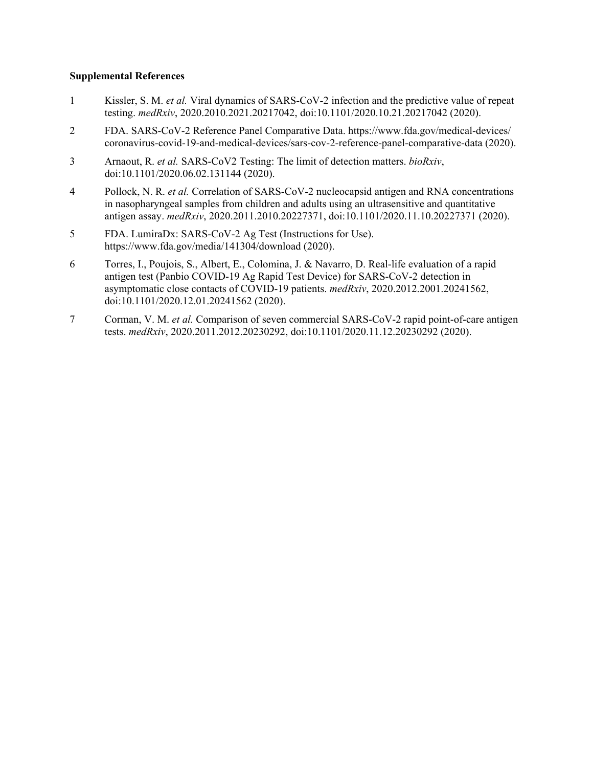**Supplemental References**

1. Kissler, S. M. *et al.* Viral dynamics of SARS-CoV-2 infection and the predictive value of repeat testing. *medRxiv*, 2020.2010.2021.20217042, doi:10.1101/2020.10.21.20217042 (2020).
2. FDA. SARS-CoV-2 Reference Panel Comparative Data. https://www.fda.gov/medical-devices/coronavirus-covid-19-and-medical-devices/sars-cov-2-reference-panel-comparative-data (2020).
3. Arnaout, R. *et al.* SARS-CoV2 Testing: The limit of detection matters. *bioRxiv*, doi:10.1101/2020.06.02.131144 (2020).
4. Pollock, N. R. *et al.* Correlation of SARS-CoV-2 nucleocapsid antigen and RNA concentrations in nasopharyngeal samples from children and adults using an ultrasensitive and quantitative antigen assay. *medRxiv*, 2020.2011.2010.20227371, doi:10.1101/2020.11.10.20227371 (2020).
5. FDA. LumiraDx: SARS-CoV-2 Ag Test (Instructions for Use). https://www.fda.gov/media/141304/download (2020).
6. Torres, I., Poujois, S., Albert, E., Colomina, J. & Navarro, D. Real-life evaluation of a rapid antigen test (Panbio COVID-19 Ag Rapid Test Device) for SARS-CoV-2 detection in asymptomatic close contacts of COVID-19 patients. *medRxiv*, 2020.2012.2001.20241562, doi:10.1101/2020.12.01.20241562 (2020).
7. Corman, V. M. *et al.* Comparison of seven commercial SARS-CoV-2 rapid point-of-care antigen tests. *medRxiv*, 2020.2011.2012.20230292, doi:10.1101/2020.11.12.20230292 (2020).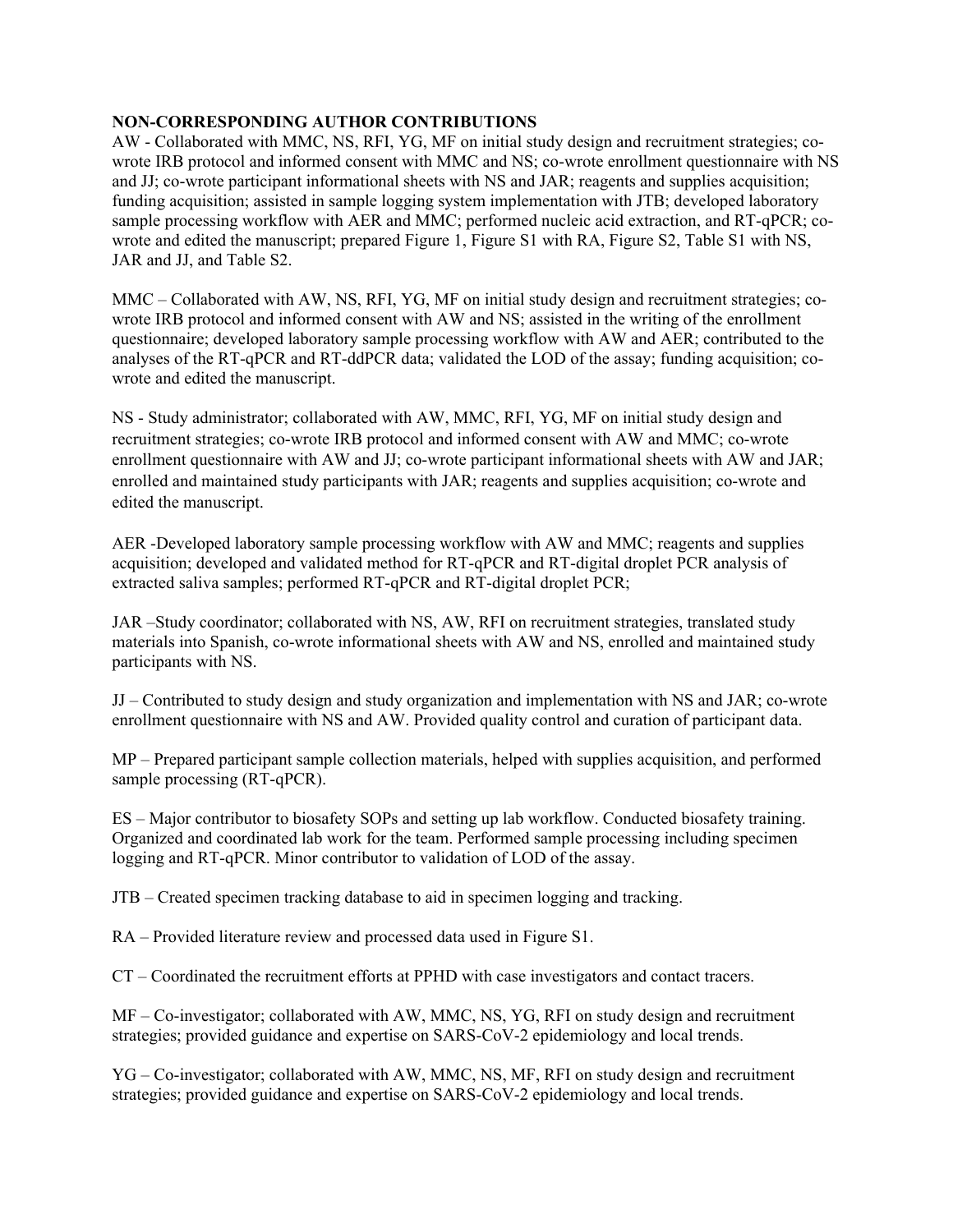**NON-CORRESPONDING AUTHOR CONTRIBUTIONS**

AW - Collaborated with MMC, NS, RFI, YG, MF on initial study design and recruitment strategies; co-wrote IRB protocol and informed consent with MMC and NS; co-wrote enrollment questionnaire with NS and JJ; co-wrote participant informational sheets with NS and JAR; reagents and supplies acquisition; funding acquisition; assisted in sample logging system implementation with JTB; developed laboratory sample processing workflow with AER and MMC; performed nucleic acid extraction, and RT-qPCR; co-wrote and edited the manuscript; prepared Figure 1, Figure S1 with RA, Figure S2, Table S1 with NS, JAR and JJ, and Table S2.

MMC – Collaborated with AW, NS, RFI, YG, MF on initial study design and recruitment strategies; co-wrote IRB protocol and informed consent with AW and NS; assisted in the writing of the enrollment questionnaire; developed laboratory sample processing workflow with AW and AER; contributed to the analyses of the RT-qPCR and RT-ddPCR data; validated the LOD of the assay; funding acquisition; co-wrote and edited the manuscript.

NS - Study administrator; collaborated with AW, MMC, RFI, YG, MF on initial study design and recruitment strategies; co-wrote IRB protocol and informed consent with AW and MMC; co-wrote enrollment questionnaire with AW and JJ; co-wrote participant informational sheets with AW and JAR; enrolled and maintained study participants with JAR; reagents and supplies acquisition; co-wrote and edited the manuscript.

AER -Developed laboratory sample processing workflow with AW and MMC; reagents and supplies acquisition; developed and validated method for RT-qPCR and RT-digital droplet PCR analysis of extracted saliva samples; performed RT-qPCR and RT-digital droplet PCR;

JAR –Study coordinator; collaborated with NS, AW, RFI on recruitment strategies, translated study materials into Spanish, co-wrote informational sheets with AW and NS, enrolled and maintained study participants with NS.

JJ – Contributed to study design and study organization and implementation with NS and JAR; co-wrote enrollment questionnaire with NS and AW. Provided quality control and curation of participant data.

MP – Prepared participant sample collection materials, helped with supplies acquisition, and performed sample processing (RT-qPCR).

ES – Major contributor to biosafety SOPs and setting up lab workflow. Conducted biosafety training. Organized and coordinated lab work for the team. Performed sample processing including specimen logging and RT-qPCR. Minor contributor to validation of LOD of the assay.

JTB – Created specimen tracking database to aid in specimen logging and tracking.

RA – Provided literature review and processed data used in Figure S1.

CT – Coordinated the recruitment efforts at PPHD with case investigators and contact tracers.

MF – Co-investigator; collaborated with AW, MMC, NS, YG, RFI on study design and recruitment strategies; provided guidance and expertise on SARS-CoV-2 epidemiology and local trends.

YG – Co-investigator; collaborated with AW, MMC, NS, MF, RFI on study design and recruitment strategies; provided guidance and expertise on SARS-CoV-2 epidemiology and local trends.